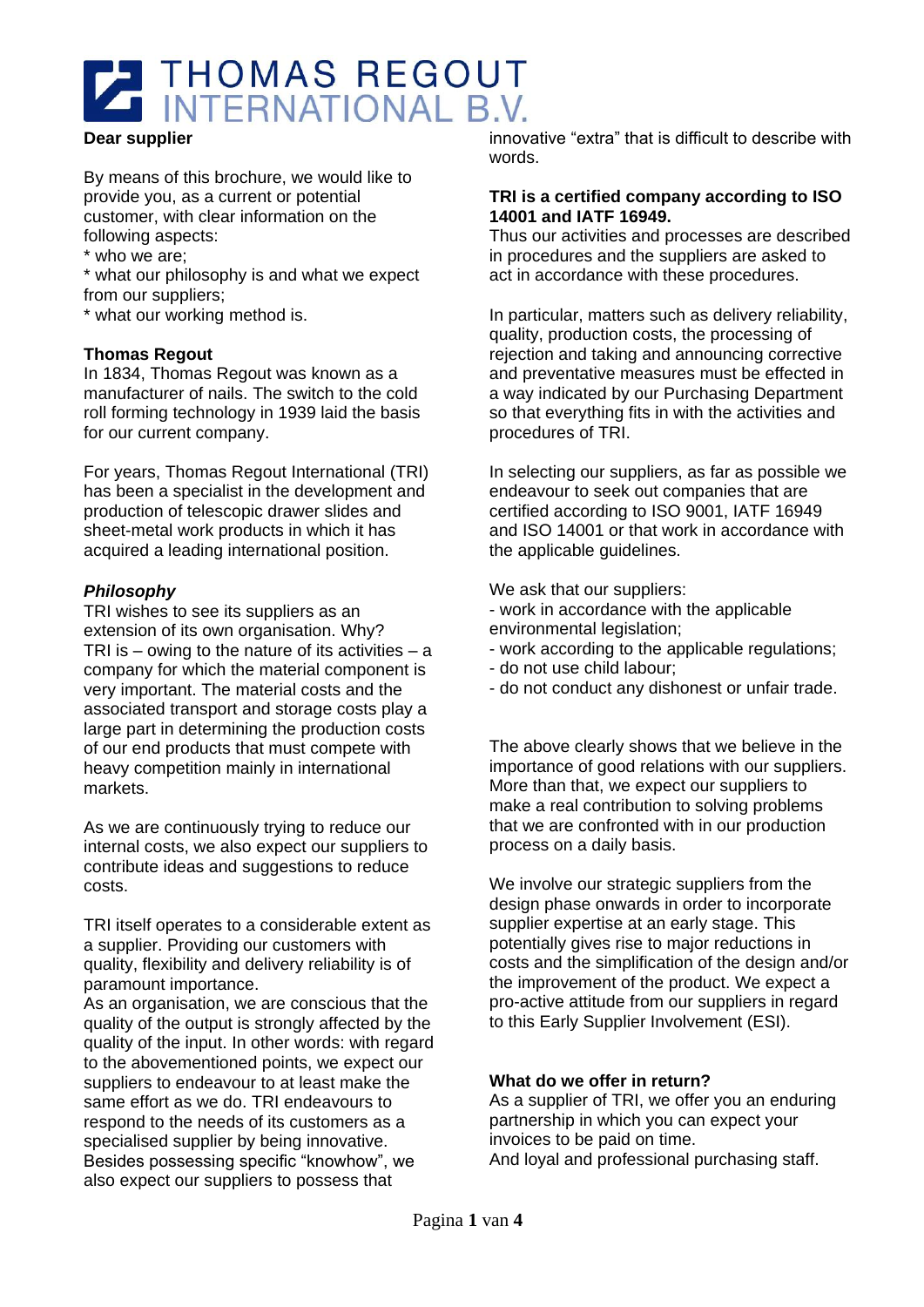# THOMAS REGOUT INTERNATIONAL B.V.

**Dear supplier**

By means of this brochure, we would like to provide you, as a current or potential customer, with clear information on the following aspects:
* who we are;
* what our philosophy is and what we expect from our suppliers;
* what our working method is.

**Thomas Regout**

In 1834, Thomas Regout was known as a manufacturer of nails. The switch to the cold roll forming technology in 1939 laid the basis for our current company.

For years, Thomas Regout International (TRI) has been a specialist in the development and production of telescopic drawer slides and sheet-metal work products in which it has acquired a leading international position.

***Philosophy***

TRI wishes to see its suppliers as an extension of its own organisation. Why? TRI is – owing to the nature of its activities – a company for which the material component is very important. The material costs and the associated transport and storage costs play a large part in determining the production costs of our end products that must compete with heavy competition mainly in international markets.

As we are continuously trying to reduce our internal costs, we also expect our suppliers to contribute ideas and suggestions to reduce costs.

TRI itself operates to a considerable extent as a supplier. Providing our customers with quality, flexibility and delivery reliability is of paramount importance.
As an organisation, we are conscious that the quality of the output is strongly affected by the quality of the input. In other words: with regard to the abovementioned points, we expect our suppliers to endeavour to at least make the same effort as we do. TRI endeavours to respond to the needs of its customers as a specialised supplier by being innovative. Besides possessing specific "knowhow", we also expect our suppliers to possess that innovative "extra" that is difficult to describe with words.

**TRI is a certified company according to ISO 14001 and IATF 16949.**
Thus our activities and processes are described in procedures and the suppliers are asked to act in accordance with these procedures.

In particular, matters such as delivery reliability, quality, production costs, the processing of rejection and taking and announcing corrective and preventative measures must be effected in a way indicated by our Purchasing Department so that everything fits in with the activities and procedures of TRI.

In selecting our suppliers, as far as possible we endeavour to seek out companies that are certified according to ISO 9001, IATF 16949 and ISO 14001 or that work in accordance with the applicable guidelines.

We ask that our suppliers:
- work in accordance with the applicable environmental legislation;
- work according to the applicable regulations;
- do not use child labour;
- do not conduct any dishonest or unfair trade.

The above clearly shows that we believe in the importance of good relations with our suppliers. More than that, we expect our suppliers to make a real contribution to solving problems that we are confronted with in our production process on a daily basis.

We involve our strategic suppliers from the design phase onwards in order to incorporate supplier expertise at an early stage. This potentially gives rise to major reductions in costs and the simplification of the design and/or the improvement of the product. We expect a pro-active attitude from our suppliers in regard to this Early Supplier Involvement (ESI).

**What do we offer in return?**

As a supplier of TRI, we offer you an enduring partnership in which you can expect your invoices to be paid on time.
And loyal and professional purchasing staff.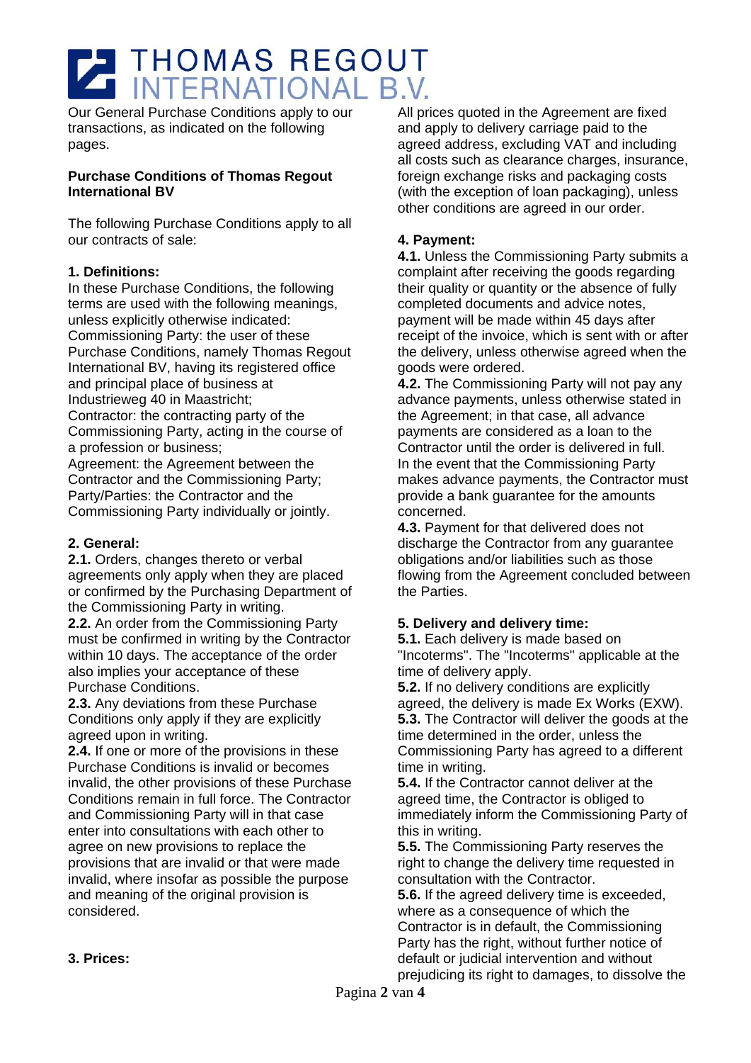# THOMAS REGOUT INTERNATIONAL B.V.

Our General Purchase Conditions apply to our transactions, as indicated on the following pages.

**Purchase Conditions of Thomas Regout International BV**

The following Purchase Conditions apply to all our contracts of sale:

### 1. Definitions:

In these Purchase Conditions, the following terms are used with the following meanings, unless explicitly otherwise indicated:
Commissioning Party: the user of these Purchase Conditions, namely Thomas Regout International BV, having its registered office and principal place of business at Industrieweg 40 in Maastricht;
Contractor: the contracting party of the Commissioning Party, acting in the course of a profession or business;
Agreement: the Agreement between the Contractor and the Commissioning Party;
Party/Parties: the Contractor and the Commissioning Party individually or jointly.

### 2. General:

**2.1.** Orders, changes thereto or verbal agreements only apply when they are placed or confirmed by the Purchasing Department of the Commissioning Party in writing.
**2.2.** An order from the Commissioning Party must be confirmed in writing by the Contractor within 10 days. The acceptance of the order also implies your acceptance of these Purchase Conditions.
**2.3.** Any deviations from these Purchase Conditions only apply if they are explicitly agreed upon in writing.
**2.4.** If one or more of the provisions in these Purchase Conditions is invalid or becomes invalid, the other provisions of these Purchase Conditions remain in full force. The Contractor and Commissioning Party will in that case enter into consultations with each other to agree on new provisions to replace the provisions that are invalid or that were made invalid, where insofar as possible the purpose and meaning of the original provision is considered.

### 3. Prices:

All prices quoted in the Agreement are fixed and apply to delivery carriage paid to the agreed address, excluding VAT and including all costs such as clearance charges, insurance, foreign exchange risks and packaging costs (with the exception of loan packaging), unless other conditions are agreed in our order.

### 4. Payment:

**4.1.** Unless the Commissioning Party submits a complaint after receiving the goods regarding their quality or quantity or the absence of fully completed documents and advice notes, payment will be made within 45 days after receipt of the invoice, which is sent with or after the delivery, unless otherwise agreed when the goods were ordered.
**4.2.** The Commissioning Party will not pay any advance payments, unless otherwise stated in the Agreement; in that case, all advance payments are considered as a loan to the Contractor until the order is delivered in full. In the event that the Commissioning Party makes advance payments, the Contractor must provide a bank guarantee for the amounts concerned.
**4.3.** Payment for that delivered does not discharge the Contractor from any guarantee obligations and/or liabilities such as those flowing from the Agreement concluded between the Parties.

### 5. Delivery and delivery time:

**5.1.** Each delivery is made based on "Incoterms". The "Incoterms" applicable at the time of delivery apply.
**5.2.** If no delivery conditions are explicitly agreed, the delivery is made Ex Works (EXW).
**5.3.** The Contractor will deliver the goods at the time determined in the order, unless the Commissioning Party has agreed to a different time in writing.
**5.4.** If the Contractor cannot deliver at the agreed time, the Contractor is obliged to immediately inform the Commissioning Party of this in writing.
**5.5.** The Commissioning Party reserves the right to change the delivery time requested in consultation with the Contractor.
**5.6.** If the agreed delivery time is exceeded, where as a consequence of which the Contractor is in default, the Commissioning Party has the right, without further notice of default or judicial intervention and without prejudicing its right to damages, to dissolve the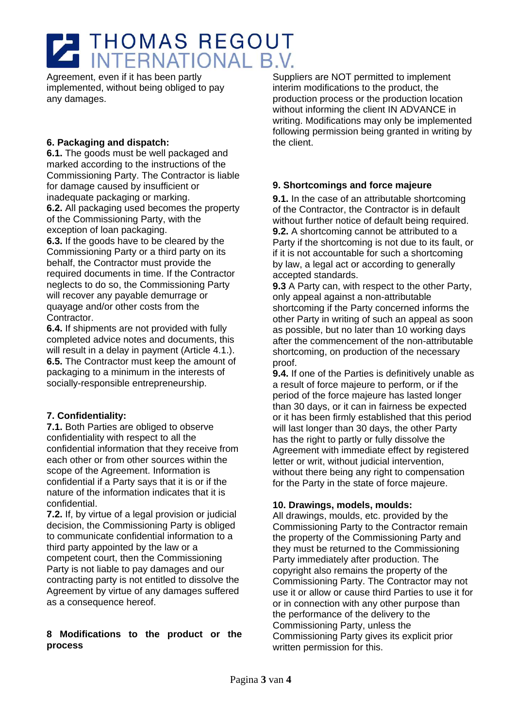Agreement, even if it has been partly implemented, without being obliged to pay any damages.

**6. Packaging and dispatch:**

**6.1.** The goods must be well packaged and marked according to the instructions of the Commissioning Party. The Contractor is liable for damage caused by insufficient or inadequate packaging or marking.

**6.2.** All packaging used becomes the property of the Commissioning Party, with the exception of loan packaging.

**6.3.** If the goods have to be cleared by the Commissioning Party or a third party on its behalf, the Contractor must provide the required documents in time. If the Contractor neglects to do so, the Commissioning Party will recover any payable demurrage or quayage and/or other costs from the Contractor.

**6.4.** If shipments are not provided with fully completed advice notes and documents, this will result in a delay in payment (Article 4.1.).

**6.5.** The Contractor must keep the amount of packaging to a minimum in the interests of socially-responsible entrepreneurship.

**7. Confidentiality:**

**7.1.** Both Parties are obliged to observe confidentiality with respect to all the confidential information that they receive from each other or from other sources within the scope of the Agreement. Information is confidential if a Party says that it is or if the nature of the information indicates that it is confidential.

**7.2.** If, by virtue of a legal provision or judicial decision, the Commissioning Party is obliged to communicate confidential information to a third party appointed by the law or a competent court, then the Commissioning Party is not liable to pay damages and our contracting party is not entitled to dissolve the Agreement by virtue of any damages suffered as a consequence hereof.

**8 Modifications to the product or the process**

Suppliers are NOT permitted to implement interim modifications to the product, the production process or the production location without informing the client IN ADVANCE in writing. Modifications may only be implemented following permission being granted in writing by the client.

**9. Shortcomings and force majeure**

**9.1.** In the case of an attributable shortcoming of the Contractor, the Contractor is in default without further notice of default being required.

**9.2.** A shortcoming cannot be attributed to a Party if the shortcoming is not due to its fault, or if it is not accountable for such a shortcoming by law, a legal act or according to generally accepted standards.

**9.3** A Party can, with respect to the other Party, only appeal against a non-attributable shortcoming if the Party concerned informs the other Party in writing of such an appeal as soon as possible, but no later than 10 working days after the commencement of the non-attributable shortcoming, on production of the necessary proof.

**9.4.** If one of the Parties is definitively unable as a result of force majeure to perform, or if the period of the force majeure has lasted longer than 30 days, or it can in fairness be expected or it has been firmly established that this period will last longer than 30 days, the other Party has the right to partly or fully dissolve the Agreement with immediate effect by registered letter or writ, without judicial intervention, without there being any right to compensation for the Party in the state of force majeure.

**10. Drawings, models, moulds:**

All drawings, moulds, etc. provided by the Commissioning Party to the Contractor remain the property of the Commissioning Party and they must be returned to the Commissioning Party immediately after production. The copyright also remains the property of the Commissioning Party. The Contractor may not use it or allow or cause third Parties to use it for or in connection with any other purpose than the performance of the delivery to the Commissioning Party, unless the Commissioning Party gives its explicit prior written permission for this.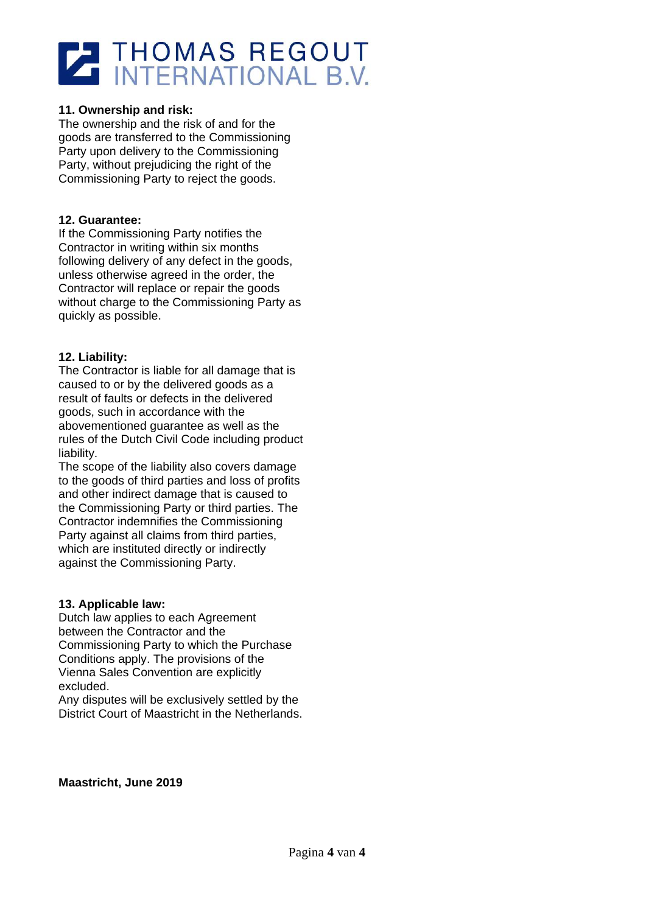**11. Ownership and risk:**
The ownership and the risk of and for the goods are transferred to the Commissioning Party upon delivery to the Commissioning Party, without prejudicing the right of the Commissioning Party to reject the goods.

**12. Guarantee:**
If the Commissioning Party notifies the Contractor in writing within six months following delivery of any defect in the goods, unless otherwise agreed in the order, the Contractor will replace or repair the goods without charge to the Commissioning Party as quickly as possible.

**12. Liability:**
The Contractor is liable for all damage that is caused to or by the delivered goods as a result of faults or defects in the delivered goods, such in accordance with the abovementioned guarantee as well as the rules of the Dutch Civil Code including product liability.
The scope of the liability also covers damage to the goods of third parties and loss of profits and other indirect damage that is caused to the Commissioning Party or third parties. The Contractor indemnifies the Commissioning Party against all claims from third parties, which are instituted directly or indirectly against the Commissioning Party.

**13. Applicable law:**
Dutch law applies to each Agreement between the Contractor and the Commissioning Party to which the Purchase Conditions apply. The provisions of the Vienna Sales Convention are explicitly excluded.
Any disputes will be exclusively settled by the District Court of Maastricht in the Netherlands.

**Maastricht, June 2019**